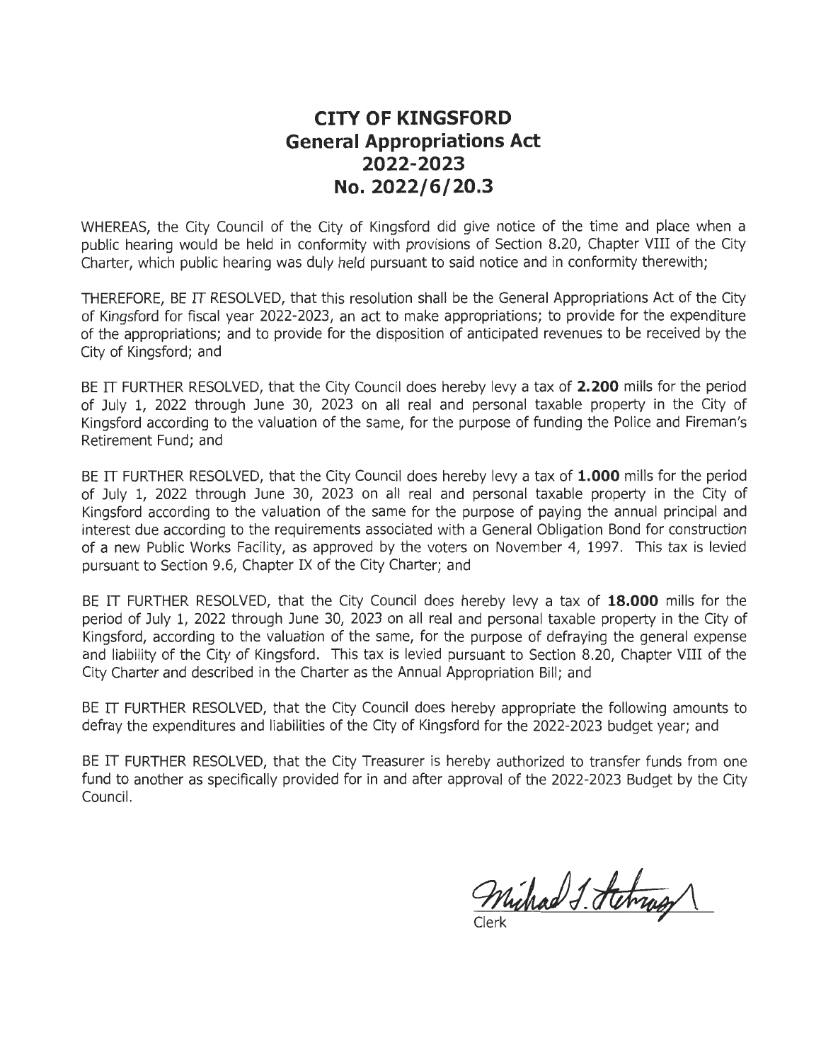# CITY OF KINGSFORD
## General Appropriations Act
## 2022-2023
## No. 2022/6/20.3

WHEREAS, the City Council of the City of Kingsford did give notice of the time and place when a public hearing would be held in conformity with provisions of Section 8.20, Chapter VIII of the City Charter, which public hearing was duly held pursuant to said notice and in conformity therewith;

THEREFORE, BE IT RESOLVED, that this resolution shall be the General Appropriations Act of the City of Kingsford for fiscal year 2022-2023, an act to make appropriations; to provide for the expenditure of the appropriations; and to provide for the disposition of anticipated revenues to be received by the City of Kingsford; and

BE IT FURTHER RESOLVED, that the City Council does hereby levy a tax of **2.200** mills for the period of July 1, 2022 through June 30, 2023 on all real and personal taxable property in the City of Kingsford according to the valuation of the same, for the purpose of funding the Police and Fireman's Retirement Fund; and

BE IT FURTHER RESOLVED, that the City Council does hereby levy a tax of **1.000** mills for the period of July 1, 2022 through June 30, 2023 on all real and personal taxable property in the City of Kingsford according to the valuation of the same for the purpose of paying the annual principal and interest due according to the requirements associated with a General Obligation Bond for construction of a new Public Works Facility, as approved by the voters on November 4, 1997. This tax is levied pursuant to Section 9.6, Chapter IX of the City Charter; and

BE IT FURTHER RESOLVED, that the City Council does hereby levy a tax of **18.000** mills for the period of July 1, 2022 through June 30, 2023 on all real and personal taxable property in the City of Kingsford, according to the valuation of the same, for the purpose of defraying the general expense and liability of the City of Kingsford. This tax is levied pursuant to Section 8.20, Chapter VIII of the City Charter and described in the Charter as the Annual Appropriation Bill; and

BE IT FURTHER RESOLVED, that the City Council does hereby appropriate the following amounts to defray the expenditures and liabilities of the City of Kingsford for the 2022-2023 budget year; and

BE IT FURTHER RESOLVED, that the City Treasurer is hereby authorized to transfer funds from one fund to another as specifically provided for in and after approval of the 2022-2023 Budget by the City Council.

Michael J. Stefano

Clerk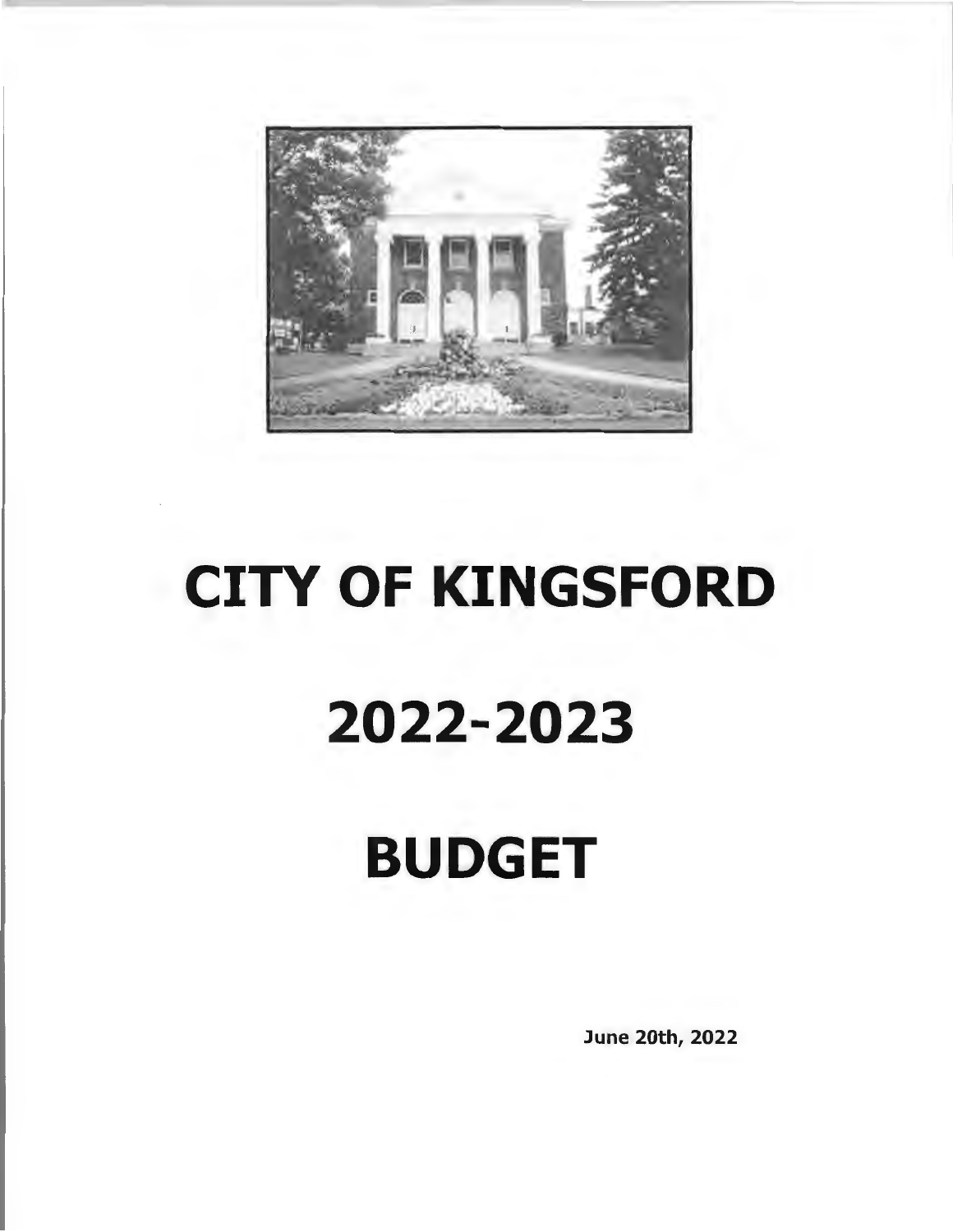# CITY OF KINGSFORD

# 2022-2023

# BUDGET

**June 20th, 2022**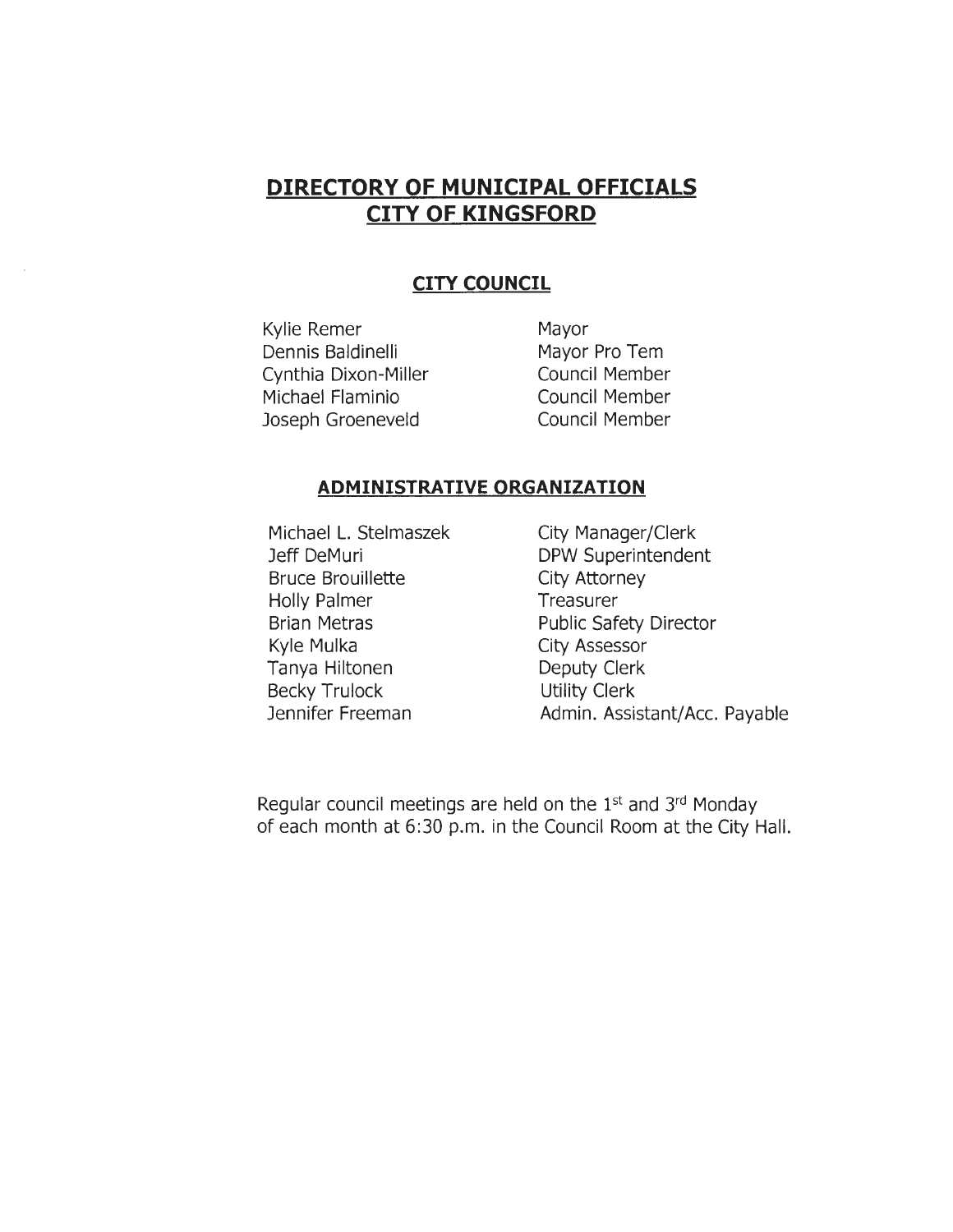# DIRECTORY OF MUNICIPAL OFFICIALS
# CITY OF KINGSFORD

## CITY COUNCIL

| | |
|---|---|
| Kylie Remer | Mayor |
| Dennis Baldinelli | Mayor Pro Tem |
| Cynthia Dixon-Miller | Council Member |
| Michael Flaminio | Council Member |
| Joseph Groeneveld | Council Member |

## ADMINISTRATIVE ORGANIZATION

| | |
|---|---|
| Michael L. Stelmaszek | City Manager/Clerk |
| Jeff DeMuri | DPW Superintendent |
| Bruce Brouillette | City Attorney |
| Holly Palmer | Treasurer |
| Brian Metras | Public Safety Director |
| Kyle Mulka | City Assessor |
| Tanya Hiltonen | Deputy Clerk |
| Becky Trulock | Utility Clerk |
| Jennifer Freeman | Admin. Assistant/Acc. Payable |

Regular council meetings are held on the 1st and 3rd Monday of each month at 6:30 p.m. in the Council Room at the City Hall.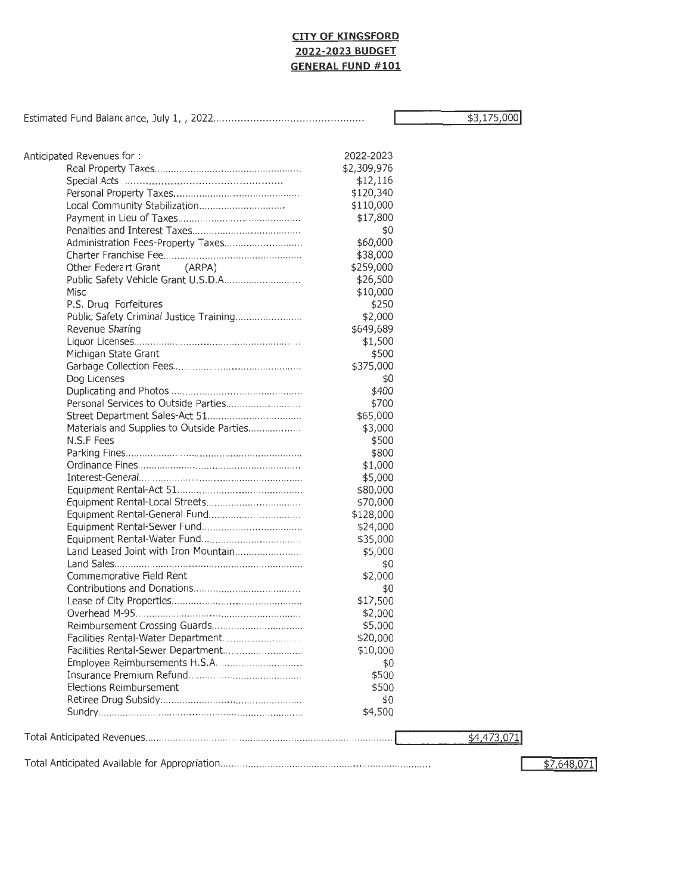**CITY OF KINGSFORD**
**2022-2023 BUDGET**
**GENERAL FUND #101**

Estimated Fund Balanc ance, July 1, , 2022 ............................................ $3,175,000

| Anticipated Revenues for : | 2022-2023 |
|---|---|
| Real Property Taxes | $2,309,976 |
| Special Acts | $12,116 |
| Personal Property Taxes | $120,340 |
| Local Community Stabilization | $110,000 |
| Payment in Lieu of Taxes | $17,800 |
| Penalties and Interest Taxes | $0 |
| Administration Fees-Property Taxes | $60,000 |
| Charter Franchise Fee | $38,000 |
| Other Federa rt Grant (ARPA) | $259,000 |
| Public Safety Vehicle Grant U.S.D.A. | $26,500 |
| Misc | $10,000 |
| P.S. Drug Forfeitures | $250 |
| Public Safety Criminal Justice Training | $2,000 |
| Revenue Sharing | $649,689 |
| Liquor Licenses | $1,500 |
| Michigan State Grant | $500 |
| Garbage Collection Fees | $375,000 |
| Dog Licenses | $0 |
| Duplicating and Photos | $400 |
| Personal Services to Outside Parties | $700 |
| Street Department Sales-Act 51 | $65,000 |
| Materials and Supplies to Outside Parties | $3,000 |
| N.S.F Fees | $500 |
| Parking Fines | $800 |
| Ordinance Fines | $1,000 |
| Interest-General | $5,000 |
| Equipment Rental-Act 51 | $80,000 |
| Equipment Rental-Local Streets | $70,000 |
| Equipment Rental-General Fund | $128,000 |
| Equipment Rental-Sewer Fund | $24,000 |
| Equipment Rental-Water Fund | $35,000 |
| Land Leased Joint with Iron Mountain | $5,000 |
| Land Sales | $0 |
| Commemorative Field Rent | $2,000 |
| Contributions and Donations | $0 |
| Lease of City Properties | $17,500 |
| Overhead M-95 | $2,000 |
| Reimbursement Crossing Guards | $5,000 |
| Facilities Rental-Water Department | $20,000 |
| Facilities Rental-Sewer Department | $10,000 |
| Employee Reimbursements H.S.A. | $0 |
| Insurance Premium Refund | $500 |
| Elections Reimbursement | $500 |
| Retiree Drug Subsidy | $0 |
| Sundry | $4,500 |

Total Anticipated Revenues ............................................ $4,473,071

Total Anticipated Available for Appropriation ............................................ $7,648,071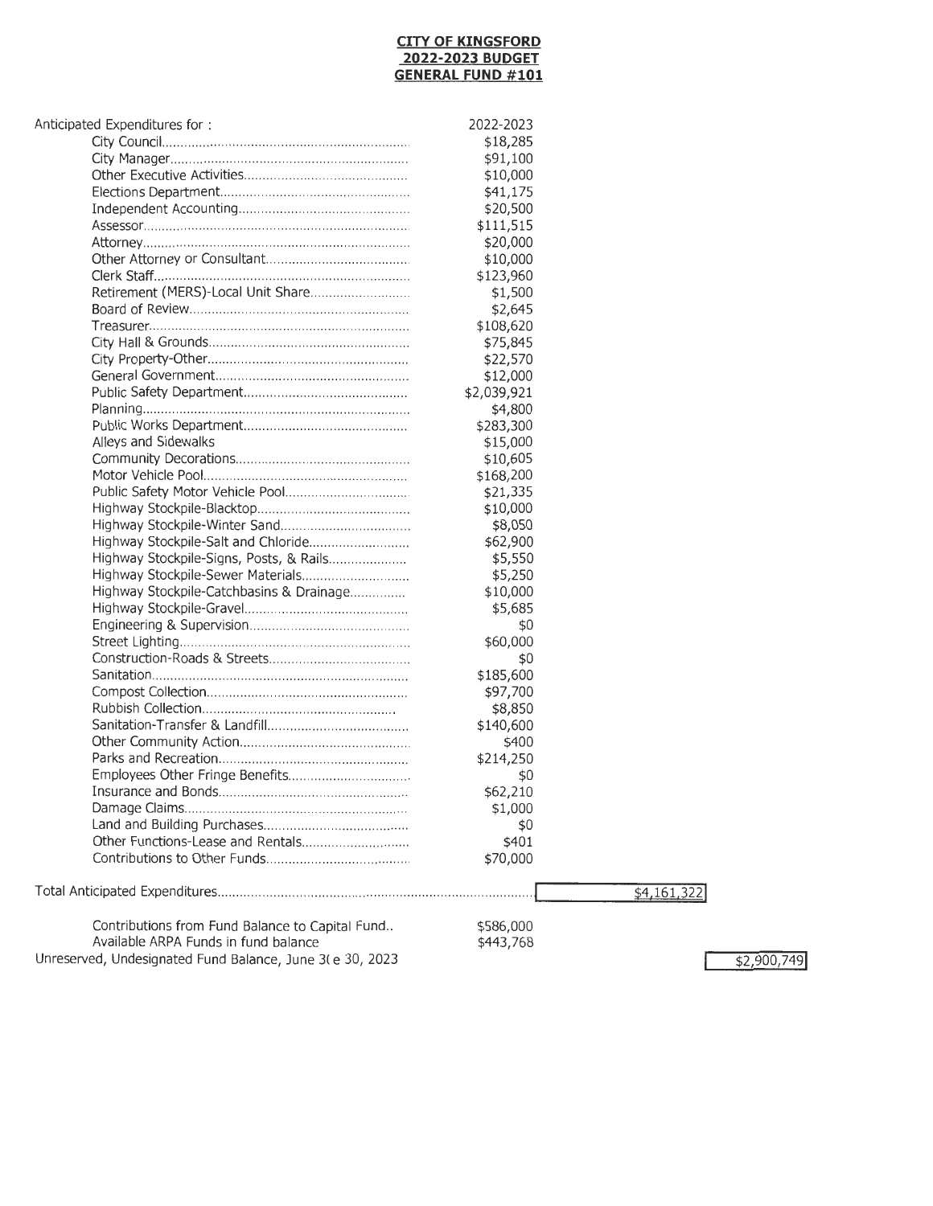**CITY OF KINGSFORD**
**2022-2023 BUDGET**
**GENERAL FUND #101**

| Anticipated Expenditures for : | 2022-2023 | |
|---|---|---|
| City Council | $18,285 | |
| City Manager | $91,100 | |
| Other Executive Activities | $10,000 | |
| Elections Department | $41,175 | |
| Independent Accounting | $20,500 | |
| Assessor | $111,515 | |
| Attorney | $20,000 | |
| Other Attorney or Consultant | $10,000 | |
| Clerk Staff | $123,960 | |
| Retirement (MERS)-Local Unit Share | $1,500 | |
| Board of Review | $2,645 | |
| Treasurer | $108,620 | |
| City Hall & Grounds | $75,845 | |
| City Property-Other | $22,570 | |
| General Government | $12,000 | |
| Public Safety Department | $2,039,921 | |
| Planning | $4,800 | |
| Public Works Department | $283,300 | |
| Alleys and Sidewalks | $15,000 | |
| Community Decorations | $10,605 | |
| Motor Vehicle Pool | $168,200 | |
| Public Safety Motor Vehicle Pool | $21,335 | |
| Highway Stockpile-Blacktop | $10,000 | |
| Highway Stockpile-Winter Sand | $8,050 | |
| Highway Stockpile-Salt and Chloride | $62,900 | |
| Highway Stockpile-Signs, Posts, & Rails | $5,550 | |
| Highway Stockpile-Sewer Materials | $5,250 | |
| Highway Stockpile-Catchbasins & Drainage | $10,000 | |
| Highway Stockpile-Gravel | $5,685 | |
| Engineering & Supervision | $0 | |
| Street Lighting | $60,000 | |
| Construction-Roads & Streets | $0 | |
| Sanitation | $185,600 | |
| Compost Collection | $97,700 | |
| Rubbish Collection | $8,850 | |
| Sanitation-Transfer & Landfill | $140,600 | |
| Other Community Action | $400 | |
| Parks and Recreation | $214,250 | |
| Employees Other Fringe Benefits | $0 | |
| Insurance and Bonds | $62,210 | |
| Damage Claims | $1,000 | |
| Land and Building Purchases | $0 | |
| Other Functions-Lease and Rentals | $401 | |
| Contributions to Other Funds | $70,000 | |
| Total Anticipated Expenditures | | $4,161,322 |
| Contributions from Fund Balance to Capital Fund.. | $586,000 | |
| Available ARPA Funds in fund balance | $443,768 | |
| Unreserved, Undesignated Fund Balance, June 3( e 30, 2023 | | $2,900,749 |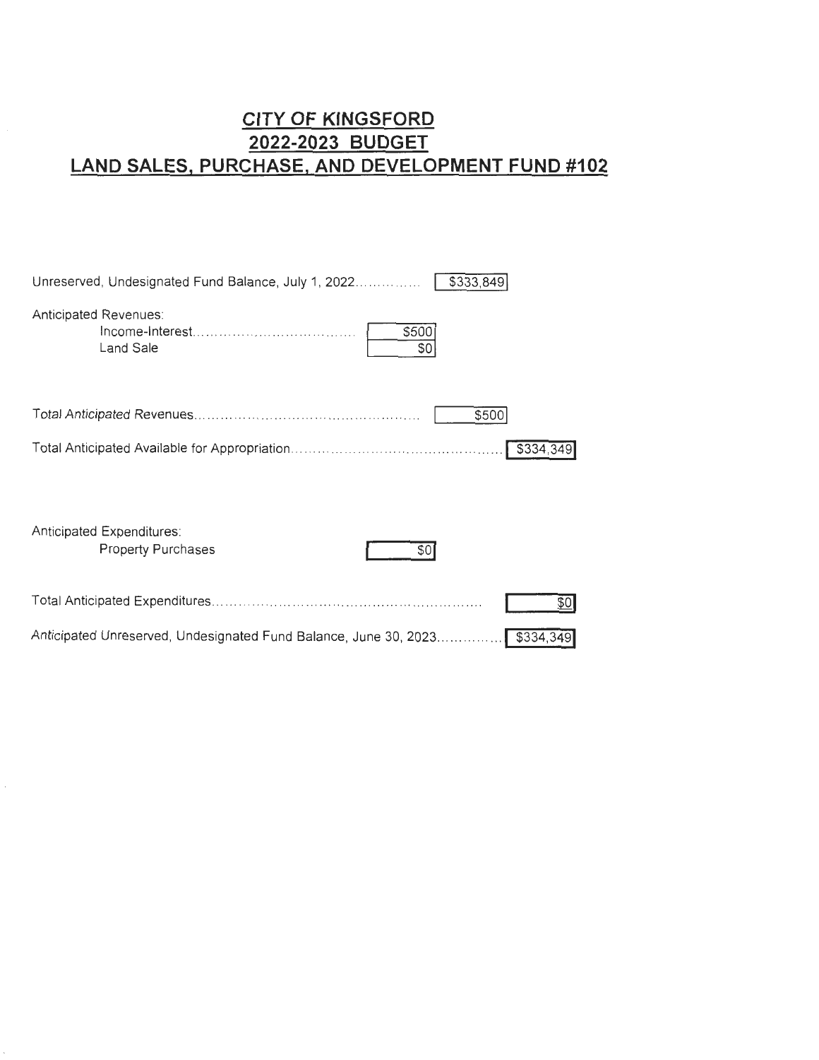# CITY OF KINGSFORD
# 2022-2023 BUDGET
# LAND SALES, PURCHASE, AND DEVELOPMENT FUND #102

| | | | |
|---|---|---|---|
| Unreserved, Undesignated Fund Balance, July 1, 2022 | | $333,849 | |
| Anticipated Revenues: | | | |
| Income-Interest | $500 | | |
| Land Sale | $0 | | |
| Total Anticipated Revenues | | $500 | |
| Total Anticipated Available for Appropriation | | | $334,349 |
| Anticipated Expenditures: | | | |
| Property Purchases | $0 | | |
| Total Anticipated Expenditures | | | $0 |
| Anticipated Unreserved, Undesignated Fund Balance, June 30, 2023 | | | $334,349 |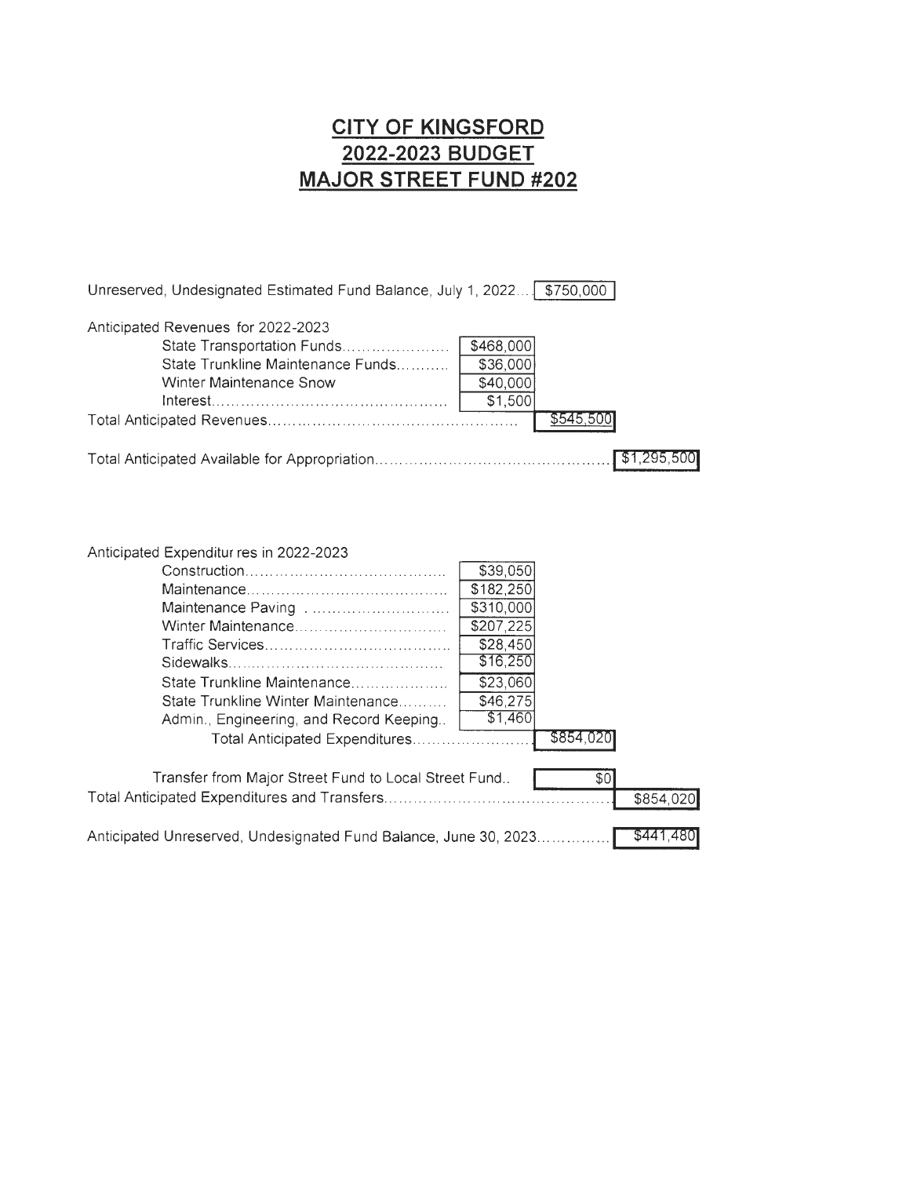# CITY OF KINGSFORD
# 2022-2023 BUDGET
# MAJOR STREET FUND #202

| | | | |
|---|---|---|---|
| Unreserved, Undesignated Estimated Fund Balance, July 1, 2022 | | $750,000 | |
| **Anticipated Revenues for 2022-2023** | | | |
| State Transportation Funds | $468,000 | | |
| State Trunkline Maintenance Funds | $36,000 | | |
| Winter Maintenance Snow | $40,000 | | |
| Interest | $1,500 | | |
| Total Anticipated Revenues | | $545,500 | |
| Total Anticipated Available for Appropriation | | | $1,295,500 |

| | | | |
|---|---|---|---|
| **Anticipated Expenditur res in 2022-2023** | | | |
| Construction | $39,050 | | |
| Maintenance | $182,250 | | |
| Maintenance Paving | $310,000 | | |
| Winter Maintenance | $207,225 | | |
| Traffic Services | $28,450 | | |
| Sidewalks | $16,250 | | |
| State Trunkline Maintenance | $23,060 | | |
| State Trunkline Winter Maintenance | $46,275 | | |
| Admin., Engineering, and Record Keeping | $1,460 | | |
| Total Anticipated Expenditures | | $854,020 | |
| Transfer from Major Street Fund to Local Street Fund | | $0 | |
| Total Anticipated Expenditures and Transfers | | | $854,020 |
| Anticipated Unreserved, Undesignated Fund Balance, June 30, 2023 | | | $441,480 |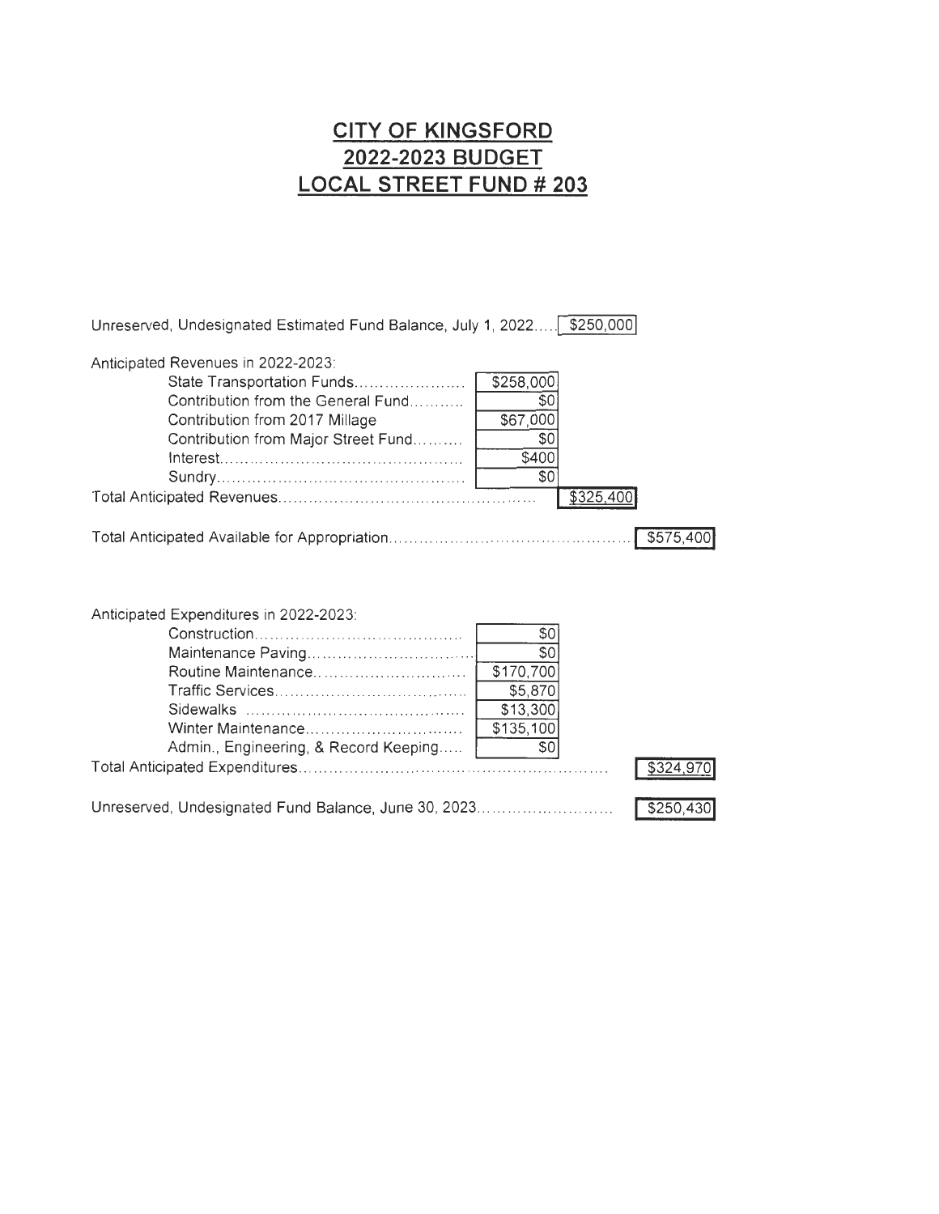# CITY OF KINGSFORD
# 2022-2023 BUDGET
# LOCAL STREET FUND # 203

| | | | |
|---|---|---|---|
| Unreserved, Undesignated Estimated Fund Balance, July 1, 2022 | | $250,000 | |
| Anticipated Revenues in 2022-2023: | | | |
| State Transportation Funds | $258,000 | | |
| Contribution from the General Fund | $0 | | |
| Contribution from 2017 Millage | $67,000 | | |
| Contribution from Major Street Fund | $0 | | |
| Interest | $400 | | |
| Sundry | $0 | | |
| Total Anticipated Revenues | | $325,400 | |
| Total Anticipated Available for Appropriation | | | $575,400 |

| | | |
|---|---|---|
| Anticipated Expenditures in 2022-2023: | | |
| Construction | $0 | |
| Maintenance Paving | $0 | |
| Routine Maintenance | $170,700 | |
| Traffic Services | $5,870 | |
| Sidewalks | $13,300 | |
| Winter Maintenance | $135,100 | |
| Admin., Engineering, & Record Keeping | $0 | |
| Total Anticipated Expenditures | | $324,970 |
| Unreserved, Undesignated Fund Balance, June 30, 2023 | | $250,430 |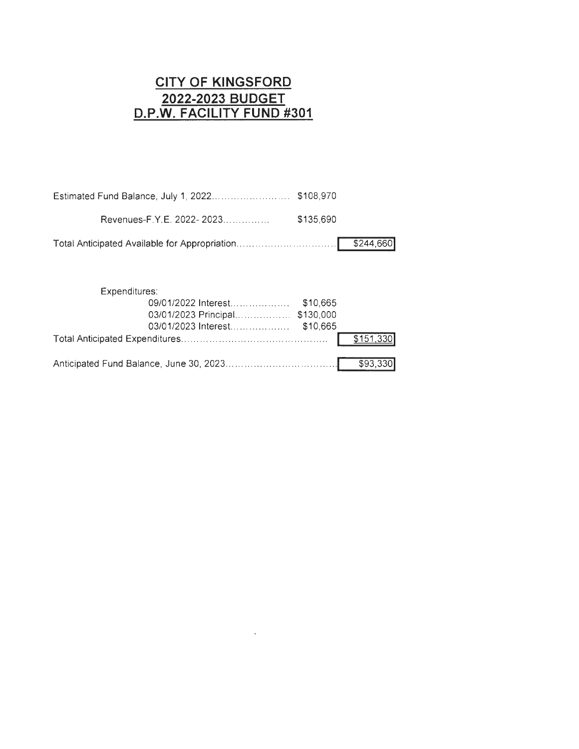# CITY OF KINGSFORD
## 2022-2023 BUDGET
## D.P.W. FACILITY FUND #301

| | | |
|---|---|---|
| Estimated Fund Balance, July 1, 2022........................ | $108,970 | |
| Revenues-F.Y.E. 2022- 2023............... | $135,690 | |
| Total Anticipated Available for Appropriation................................ | | $244,660 |
| | | |
| Expenditures: | | |
| 09/01/2022 Interest................... | $10,665 | |
| 03/01/2023 Principal.................. | $130,000 | |
| 03/01/2023 Interest................... | $10,665 | |
| Total Anticipated Expenditures............................................... | | $151,330 |
| | | |
| Anticipated Fund Balance, June 30, 2023................................... | | $93,330 |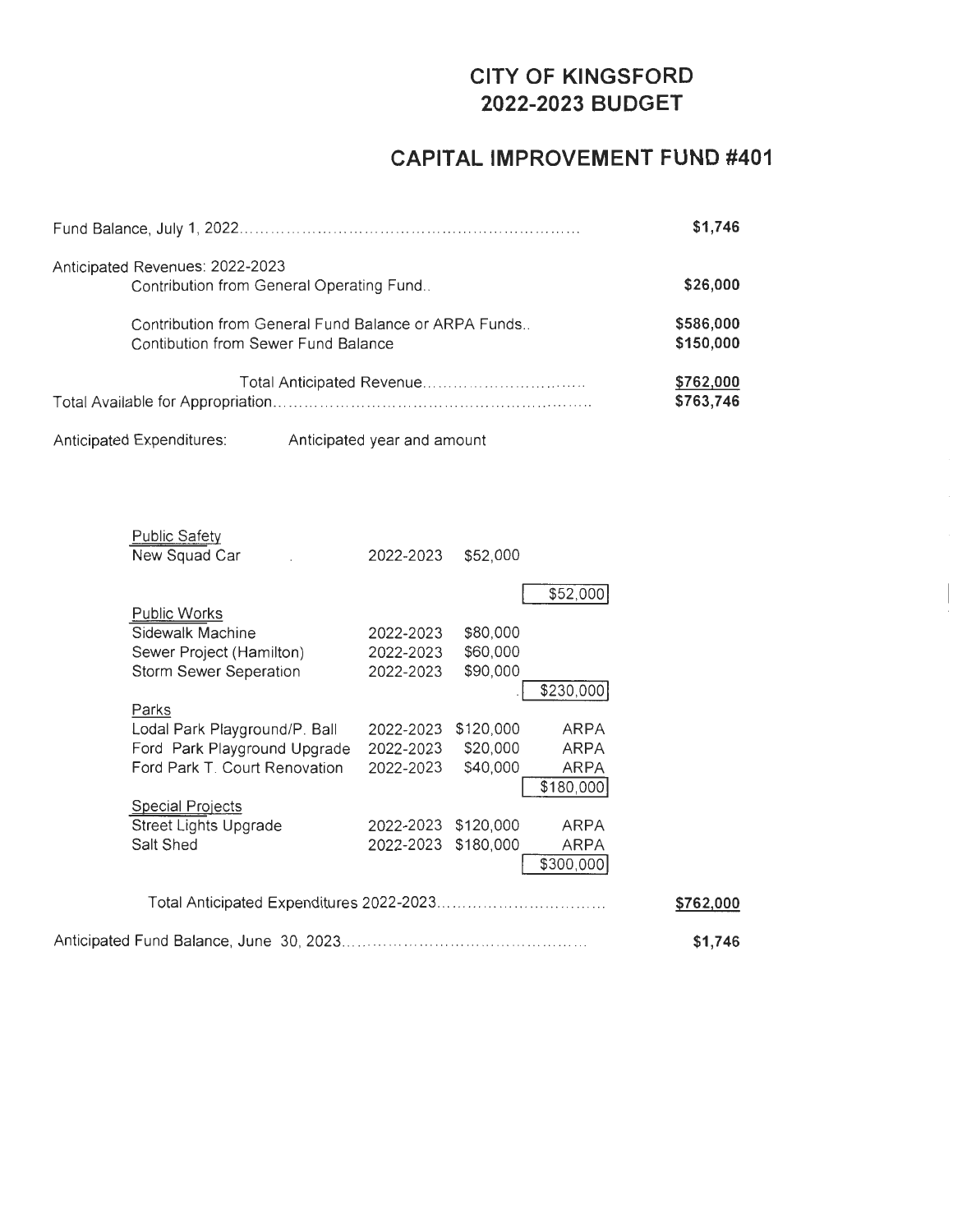# CITY OF KINGSFORD
# 2022-2023 BUDGET

## CAPITAL IMPROVEMENT FUND #401

| | |
|---|---|
| Fund Balance, July 1, 2022 | **$1,746** |
| Anticipated Revenues: 2022-2023 | |
| Contribution from General Operating Fund.. | **$26,000** |
| Contribution from General Fund Balance or ARPA Funds.. | **$586,000** |
| Contibution from Sewer Fund Balance | **$150,000** |
| Total Anticipated Revenue | **$762,000** |
| Total Available for Appropriation | **$763,746** |

Anticipated Expenditures: Anticipated year and amount

| | | | |
|---|---|---|---|
| Public Safety | | | |
| New Squad Car | 2022-2023 | $52,000 | |
| | | | $52,000 |
| Public Works | | | |
| Sidewalk Machine | 2022-2023 | $80,000 | |
| Sewer Project (Hamilton) | 2022-2023 | $60,000 | |
| Storm Sewer Seperation | 2022-2023 | $90,000 | |
| | | | $230,000 |
| Parks | | | |
| Lodal Park Playground/P. Ball | 2022-2023 | $120,000 | ARPA |
| Ford Park Playground Upgrade | 2022-2023 | $20,000 | ARPA |
| Ford Park T. Court Renovation | 2022-2023 | $40,000 | ARPA |
| | | | $180,000 |
| Special Projects | | | |
| Street Lights Upgrade | 2022-2023 | $120,000 | ARPA |
| Salt Shed | 2022-2023 | $180,000 | ARPA |
| | | | $300,000 |

| | |
|---|---|
| Total Anticipated Expenditures 2022-2023 | **$762,000** |
| Anticipated Fund Balance, June 30, 2023 | **$1,746** |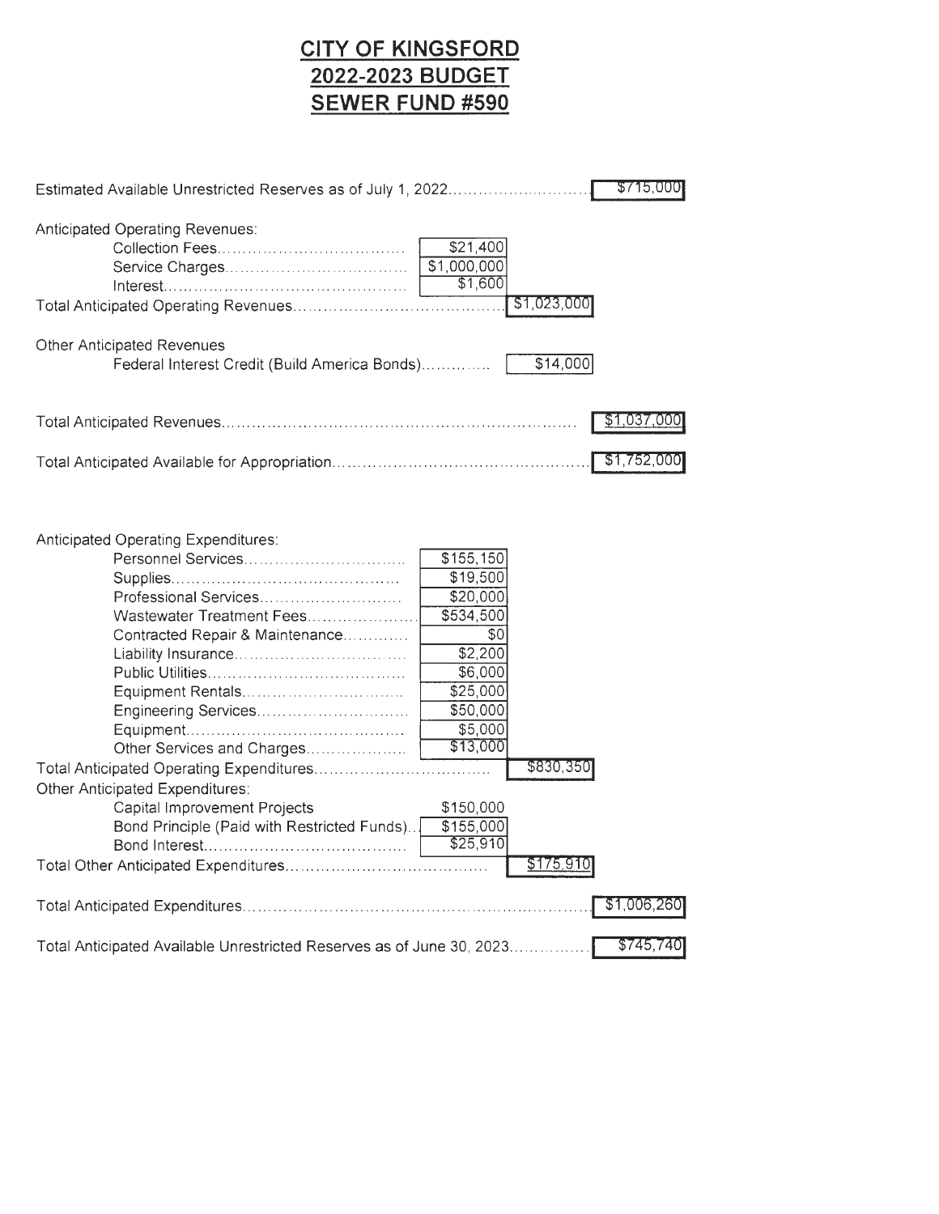# CITY OF KINGSFORD
# 2022-2023 BUDGET
# SEWER FUND #590

| Item | | | |
|---|---|---|---|
| Estimated Available Unrestricted Reserves as of July 1, 2022 | | | $715,000 |
| **Anticipated Operating Revenues:** | | | |
| Collection Fees | $21,400 | | |
| Service Charges | $1,000,000 | | |
| Interest | $1,600 | | |
| Total Anticipated Operating Revenues | | $1,023,000 | |
| **Other Anticipated Revenues** | | | |
| Federal Interest Credit (Build America Bonds) | | $14,000 | |
| Total Anticipated Revenues | | | $1,037,000 |
| Total Anticipated Available for Appropriation | | | $1,752,000 |
| **Anticipated Operating Expenditures:** | | | |
| Personnel Services | $155,150 | | |
| Supplies | $19,500 | | |
| Professional Services | $20,000 | | |
| Wastewater Treatment Fees | $534,500 | | |
| Contracted Repair & Maintenance | $0 | | |
| Liability Insurance | $2,200 | | |
| Public Utilities | $6,000 | | |
| Equipment Rentals | $25,000 | | |
| Engineering Services | $50,000 | | |
| Equipment | $5,000 | | |
| Other Services and Charges | $13,000 | | |
| Total Anticipated Operating Expenditures | | $830,350 | |
| **Other Anticipated Expenditures:** | | | |
| Capital Improvement Projects | $150,000 | | |
| Bond Principle (Paid with Restricted Funds) | $155,000 | | |
| Bond Interest | $25,910 | | |
| Total Other Anticipated Expenditures | | $175,910 | |
| Total Anticipated Expenditures | | | $1,006,260 |
| Total Anticipated Available Unrestricted Reserves as of June 30, 2023 | | | $745,740 |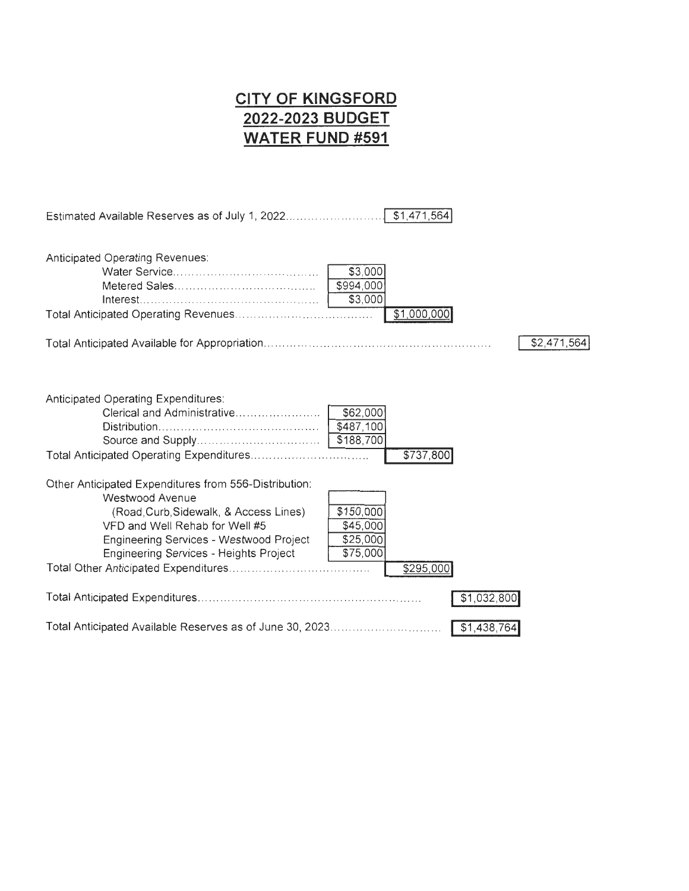# CITY OF KINGSFORD
# 2022-2023 BUDGET
# WATER FUND #591

| | | | |
|---|---|---|---|
| Estimated Available Reserves as of July 1, 2022 | | $1,471,564 | |
| **Anticipated Operating Revenues:** | | | |
| Water Service | $3,000 | | |
| Metered Sales | $994,000 | | |
| Interest | $3,000 | | |
| Total Anticipated Operating Revenues | | $1,000,000 | |
| Total Anticipated Available for Appropriation | | | $2,471,564 |
| **Anticipated Operating Expenditures:** | | | |
| Clerical and Administrative | $62,000 | | |
| Distribution | $487,100 | | |
| Source and Supply | $188,700 | | |
| Total Anticipated Operating Expenditures | | $737,800 | |
| **Other Anticipated Expenditures from 556-Distribution:** | | | |
| Westwood Avenue (Road,Curb,Sidewalk, & Access Lines) | $150,000 | | |
| VFD and Well Rehab for Well #5 | $45,000 | | |
| Engineering Services - Westwood Project | $25,000 | | |
| Engineering Services - Heights Project | $75,000 | | |
| Total Other Anticipated Expenditures | | $295,000 | |
| Total Anticipated Expenditures | | | $1,032,800 |
| Total Anticipated Available Reserves as of June 30, 2023 | | | $1,438,764 |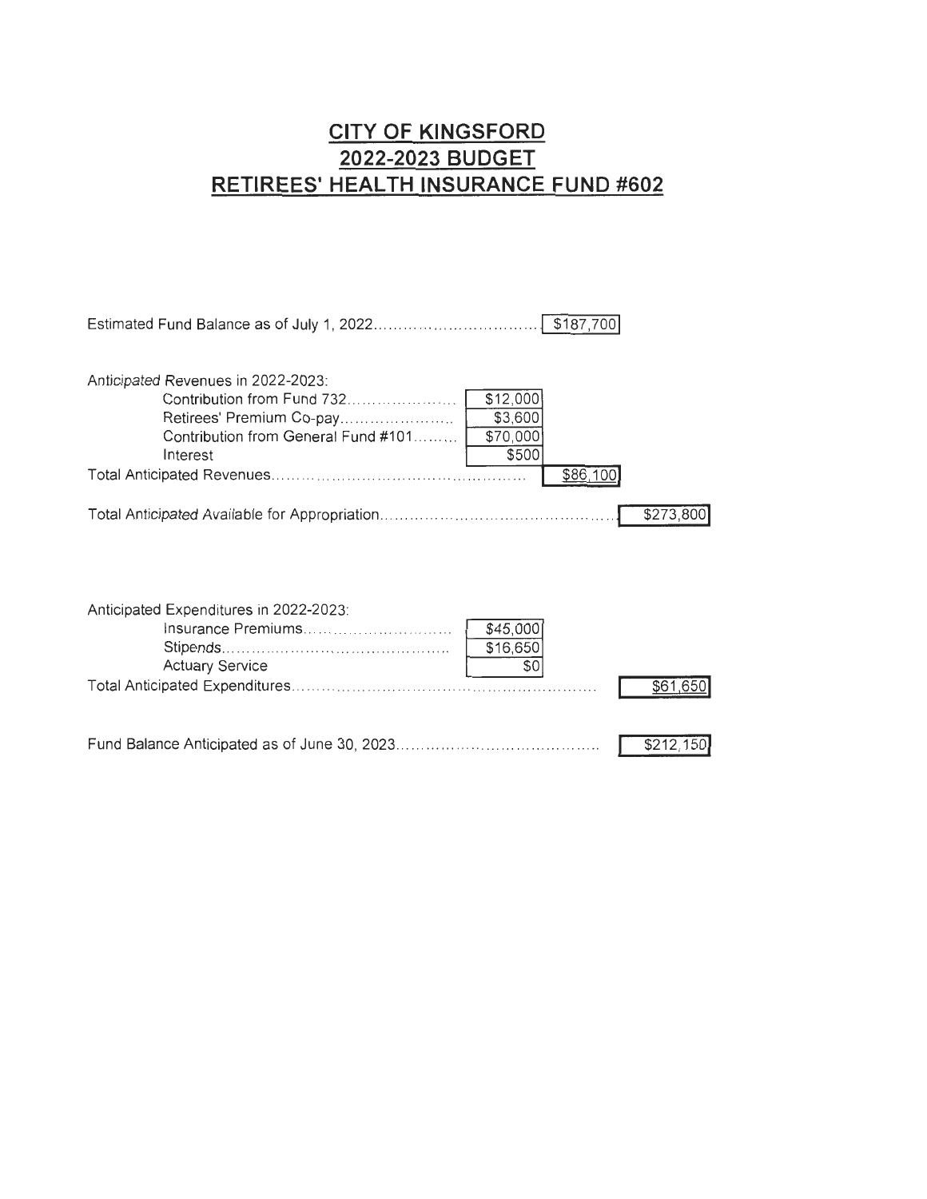# CITY OF KINGSFORD
# 2022-2023 BUDGET
# RETIREES' HEALTH INSURANCE FUND #602

| | | | |
|---|---|---|---|
| Estimated Fund Balance as of July 1, 2022 | | $187,700 | |
| *Anticipated Revenues in 2022-2023:* | | | |
| Contribution from Fund 732 | $12,000 | | |
| Retirees' Premium Co-pay | $3,600 | | |
| Contribution from General Fund #101 | $70,000 | | |
| Interest | $500 | | |
| Total Anticipated Revenues | | $86,100 | |
| Total Anticipated Available for Appropriation | | | $273,800 |
| Anticipated Expenditures in 2022-2023: | | | |
| Insurance Premiums | $45,000 | | |
| Stipends | $16,650 | | |
| Actuary Service | $0 | | |
| Total Anticipated Expenditures | | | $61,650 |
| Fund Balance Anticipated as of June 30, 2023 | | | $212,150 |